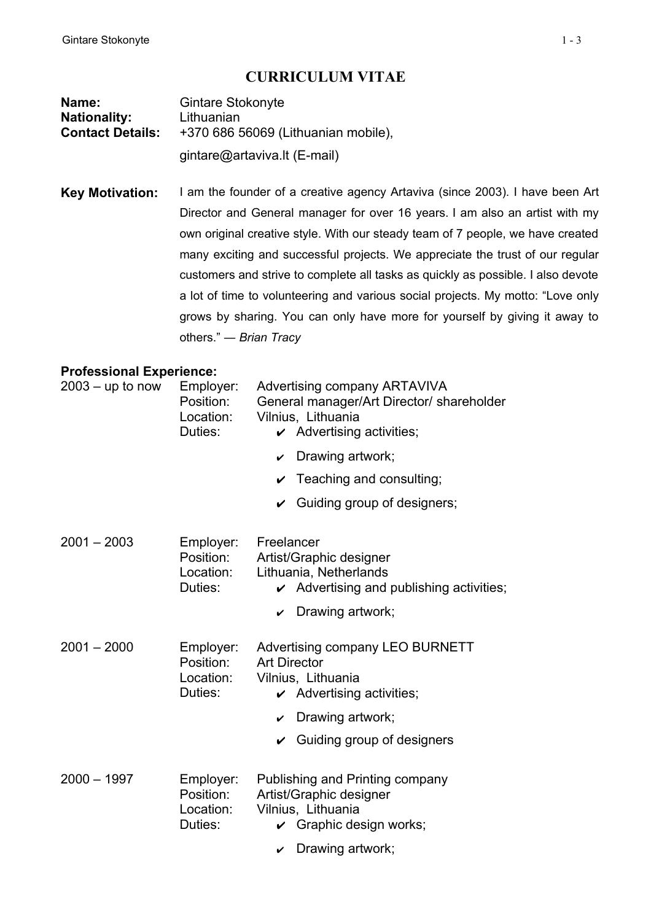# CURRICULUM VITAE

**Name:** Gintare Stokonyte
**Nationality:** Lithuanian
**Contact Details:** +370 686 56069 (Lithuanian mobile),
gintare@artaviva.lt (E-mail)

**Key Motivation:** I am the founder of a creative agency Artaviva (since 2003). I have been Art Director and General manager for over 16 years. I am also an artist with my own original creative style. With our steady team of 7 people, we have created many exciting and successful projects. We appreciate the trust of our regular customers and strive to complete all tasks as quickly as possible. I also devote a lot of time to volunteering and various social projects. My motto: "Love only grows by sharing. You can only have more for yourself by giving it away to others." — *Brian Tracy*

**Professional Experience:**

**2003 – up to now**

Employer: Advertising company ARTAVIVA
Position: General manager/Art Director/ shareholder
Location: Vilnius, Lithuania
Duties:
- ✔ Advertising activities;
- ✔ Drawing artwork;
- ✔ Teaching and consulting;
- ✔ Guiding group of designers;

**2001 – 2003**

Employer: Freelancer
Position: Artist/Graphic designer
Location: Lithuania, Netherlands
Duties:
- ✔ Advertising and publishing activities;
- ✔ Drawing artwork;

**2001 – 2000**

Employer: Advertising company LEO BURNETT
Position: Art Director
Location: Vilnius, Lithuania
Duties:
- ✔ Advertising activities;
- ✔ Drawing artwork;
- ✔ Guiding group of designers

**2000 – 1997**

Employer: Publishing and Printing company
Position: Artist/Graphic designer
Location: Vilnius, Lithuania
Duties:
- ✔ Graphic design works;
- ✔ Drawing artwork;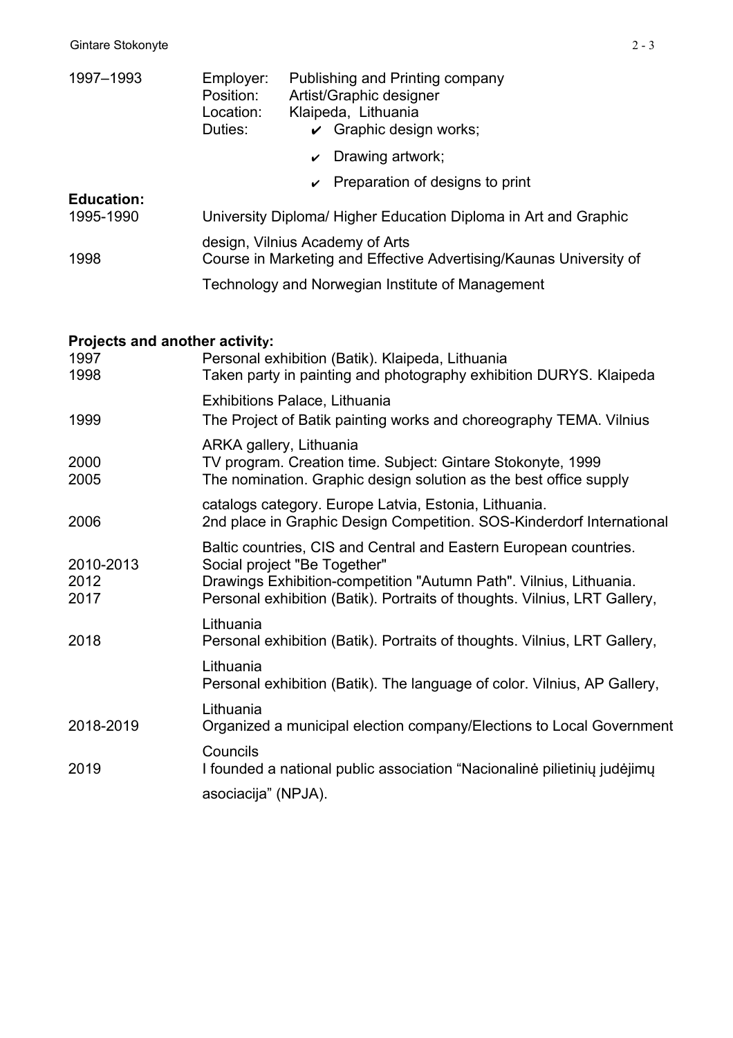| | | |
|---|---|---|
| 1997–1993 | Employer: | Publishing and Printing company |
| | Position: | Artist/Graphic designer |
| | Location: | Klaipeda, Lithuania |
| | Duties: | ✔ Graphic design works; |
| | | ✔ Drawing artwork; |
| | | ✔ Preparation of designs to print |

**Education:**

| | |
|---|---|
| 1995-1990 | University Diploma/ Higher Education Diploma in Art and Graphic design, Vilnius Academy of Arts |
| 1998 | Course in Marketing and Effective Advertising/Kaunas University of Technology and Norwegian Institute of Management |

**Projects and another activity:**

| | |
|---|---|
| 1997 | Personal exhibition (Batik). Klaipeda, Lithuania |
| 1998 | Taken party in painting and photography exhibition DURYS. Klaipeda Exhibitions Palace, Lithuania |
| 1999 | The Project of Batik painting works and choreography TEMA. Vilnius ARKA gallery, Lithuania |
| 2000 | TV program. Creation time. Subject: Gintare Stokonyte, 1999 |
| 2005 | The nomination. Graphic design solution as the best office supply catalogs category. Europe Latvia, Estonia, Lithuania. |
| 2006 | 2nd place in Graphic Design Competition. SOS-Kinderdorf International Baltic countries, CIS and Central and Eastern European countries. |
| 2010-2013 | Social project "Be Together" |
| 2012 | Drawings Exhibition-competition "Autumn Path". Vilnius, Lithuania. |
| 2017 | Personal exhibition (Batik). Portraits of thoughts. Vilnius, LRT Gallery, Lithuania |
| 2018 | Personal exhibition (Batik). Portraits of thoughts. Vilnius, LRT Gallery, Lithuania |
| | Personal exhibition (Batik). The language of color. Vilnius, AP Gallery, Lithuania |
| 2018-2019 | Organized a municipal election company/Elections to Local Government Councils |
| 2019 | I founded a national public association “Nacionalinė pilietinių judėjimų asociacija” (NPJA). |